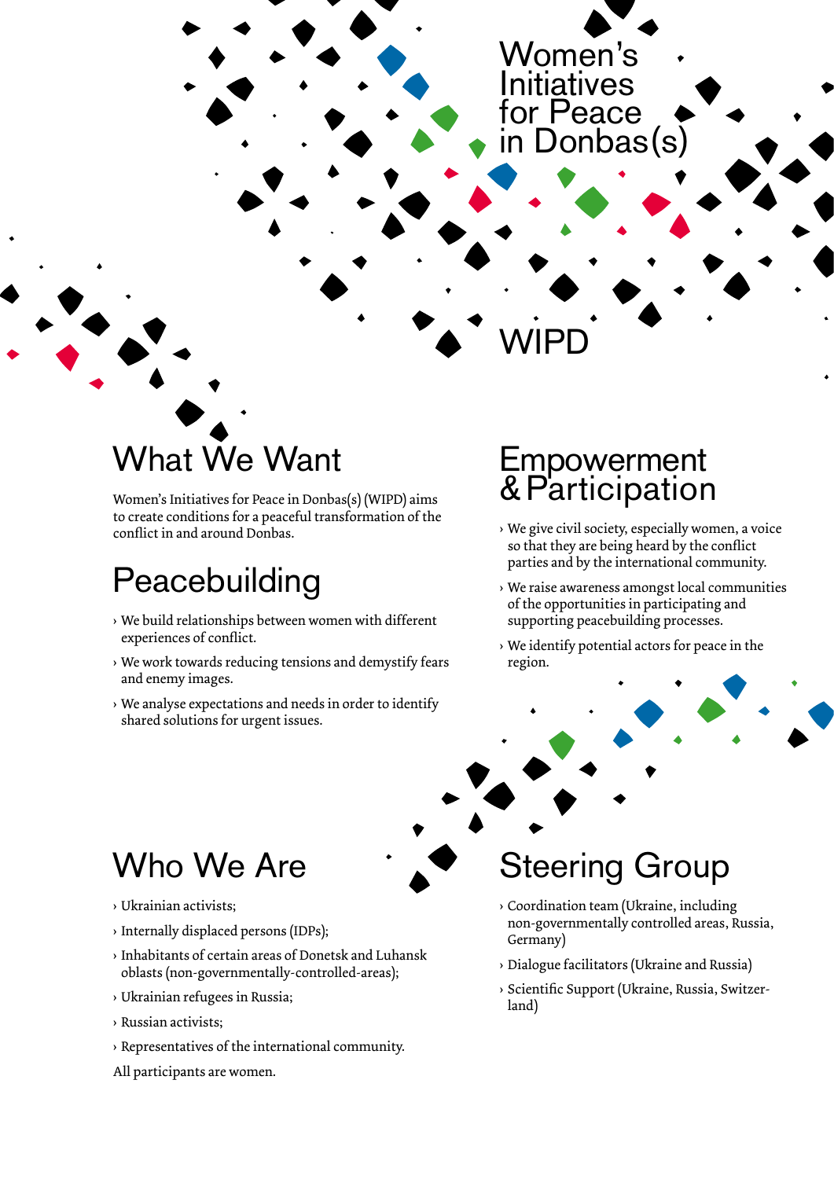# Women's Initiatives for Peace in Donbas(s)

# WIPD

## What We Want

Women's Initiatives for Peace in Donbas(s) (WIPD) aims to create conditions for a peaceful transformation of the conflict in and around Donbas.

## Peacebuilding

› We build relationships between women with different experiences of conflict.

› We work towards reducing tensions and demystify fears and enemy images.

› We analyse expectations and needs in order to identify shared solutions for urgent issues.

## Empowerment & Participation

› We give civil society, especially women, a voice so that they are being heard by the conflict parties and by the international community.

› We raise awareness amongst local communities of the opportunities in participating and supporting peacebuilding processes.

› We identify potential actors for peace in the region.

## Who We Are

› Ukrainian activists;

› Internally displaced persons (IDPs);

› Inhabitants of certain areas of Donetsk and Luhansk oblasts (non-governmentally-controlled-areas);

› Ukrainian refugees in Russia;

› Russian activists;

› Representatives of the international community.

All participants are women.

## Steering Group

› Coordination team (Ukraine, including non-governmentally controlled areas, Russia, Germany)

› Dialogue facilitators (Ukraine and Russia)

› Scientific Support (Ukraine, Russia, Switzerland)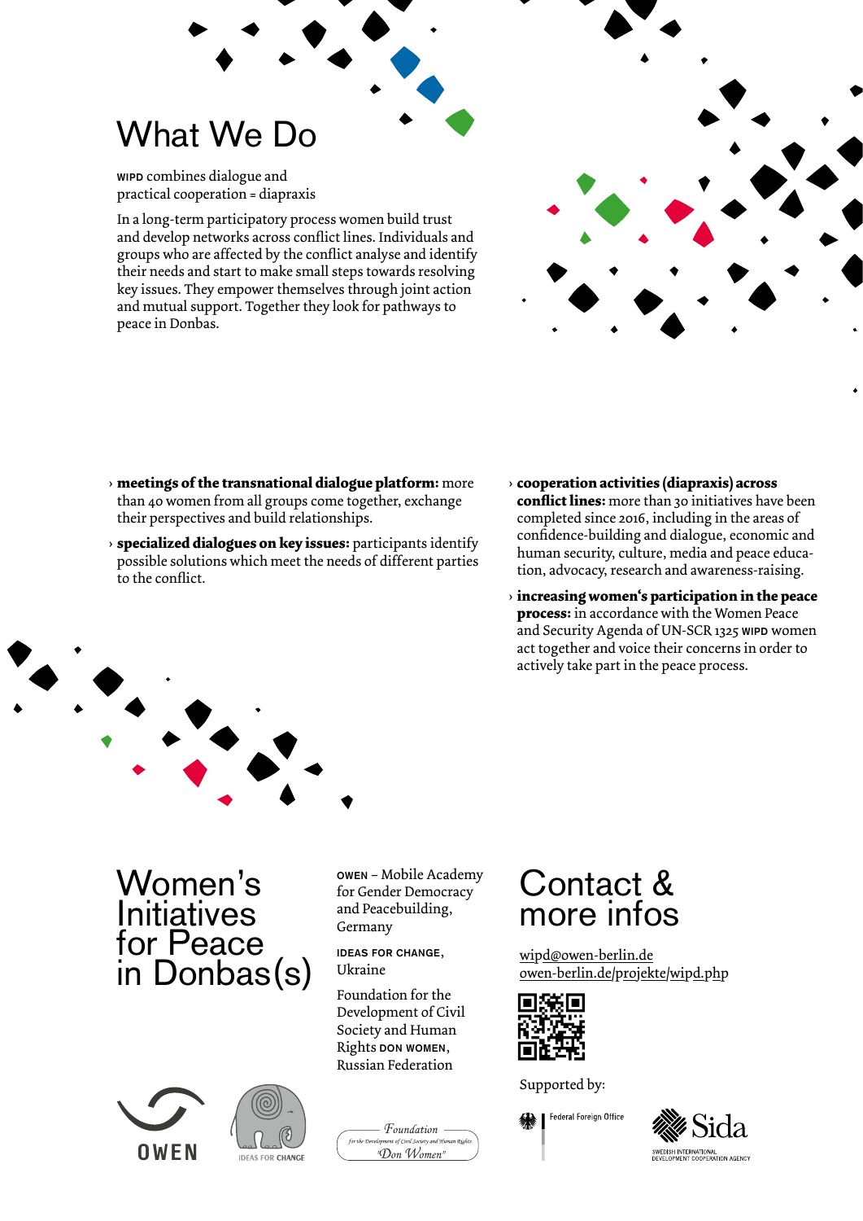# What We Do

WIPD combines dialogue and practical cooperation = diapraxis

In a long-term participatory process women build trust and develop networks across conflict lines. Individuals and groups who are affected by the conflict analyse and identify their needs and start to make small steps towards resolving key issues. They empower themselves through joint action and mutual support. Together they look for pathways to peace in Donbas.

- **meetings of the transnational dialogue platform:** more than 40 women from all groups come together, exchange their perspectives and build relationships.
- **specialized dialogues on key issues:** participants identify possible solutions which meet the needs of different parties to the conflict.
- **cooperation activities (diapraxis) across conflict lines:** more than 30 initiatives have been completed since 2016, including in the areas of confidence-building and dialogue, economic and human security, culture, media and peace education, advocacy, research and awareness-raising.
- **increasing women's participation in the peace process:** in accordance with the Women Peace and Security Agenda of UN-SCR 1325 WIPD women act together and voice their concerns in order to actively take part in the peace process.

# Women's Initiatives for Peace in Donbas(s)

OWEN – Mobile Academy for Gender Democracy and Peacebuilding, Germany

IDEAS FOR CHANGE, Ukraine

Foundation for the Development of Civil Society and Human Rights DON WOMEN, Russian Federation

OWEN

IDEAS FOR CHANGE

Foundation for the Development of Civil Society and Human Rights "Don Women"

# Contact & more infos

wipd@owen-berlin.de
owen-berlin.de/projekte/wipd.php

Supported by:

Federal Foreign Office

Sida
SWEDISH INTERNATIONAL DEVELOPMENT COOPERATION AGENCY